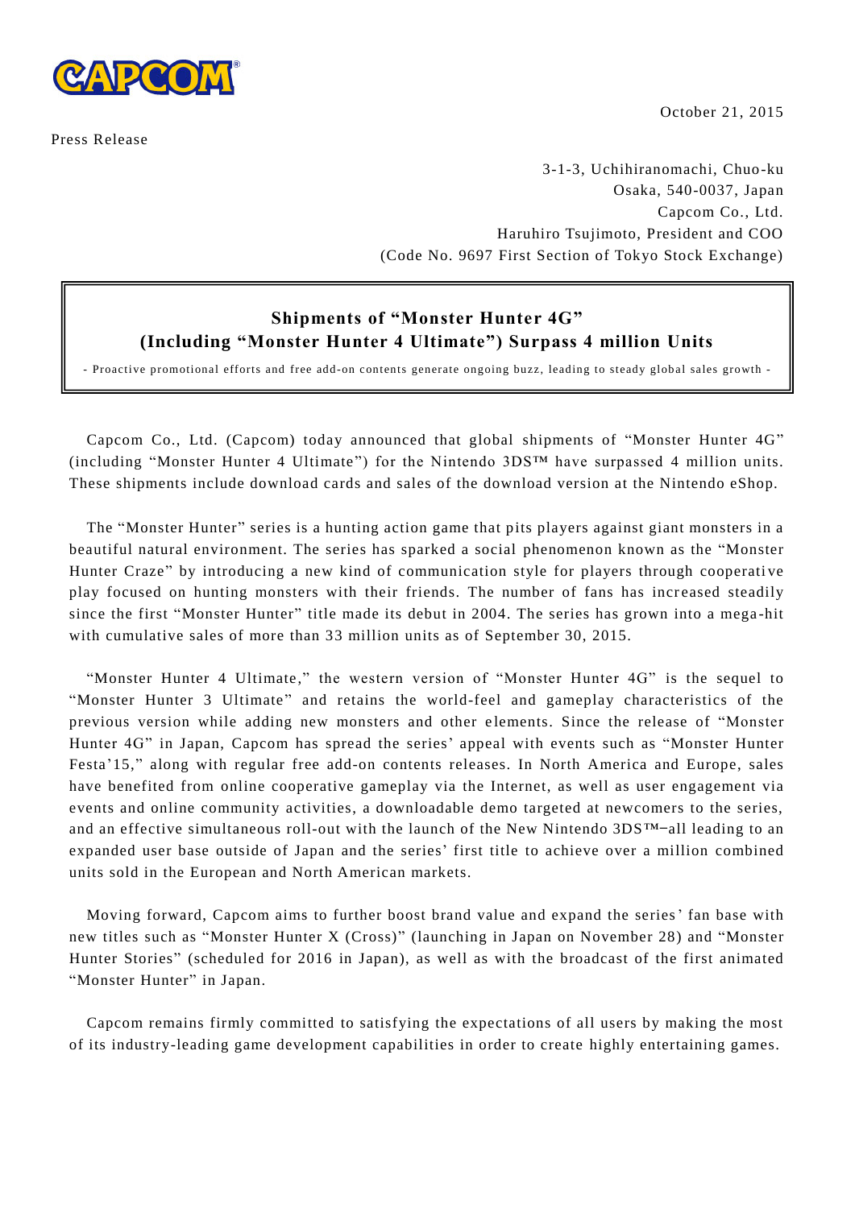October 21, 2015

Press Release

3-1-3, Uchihiranomachi, Chuo-ku
Osaka, 540-0037, Japan
Capcom Co., Ltd.
Haruhiro Tsujimoto, President and COO
(Code No. 9697 First Section of Tokyo Stock Exchange)

# Shipments of "Monster Hunter 4G" (Including "Monster Hunter 4 Ultimate") Surpass 4 million Units

- Proactive promotional efforts and free add-on contents generate ongoing buzz, leading to steady global sales growth -

Capcom Co., Ltd. (Capcom) today announced that global shipments of "Monster Hunter 4G" (including "Monster Hunter 4 Ultimate") for the Nintendo 3DS™ have surpassed 4 million units. These shipments include download cards and sales of the download version at the Nintendo eShop.

The "Monster Hunter" series is a hunting action game that pits players against giant monsters in a beautiful natural environment. The series has sparked a social phenomenon known as the "Monster Hunter Craze" by introducing a new kind of communication style for players through cooperative play focused on hunting monsters with their friends. The number of fans has increased steadily since the first "Monster Hunter" title made its debut in 2004. The series has grown into a mega-hit with cumulative sales of more than 33 million units as of September 30, 2015.

"Monster Hunter 4 Ultimate," the western version of "Monster Hunter 4G" is the sequel to "Monster Hunter 3 Ultimate" and retains the world-feel and gameplay characteristics of the previous version while adding new monsters and other elements. Since the release of "Monster Hunter 4G" in Japan, Capcom has spread the series' appeal with events such as "Monster Hunter Festa'15," along with regular free add-on contents releases. In North America and Europe, sales have benefited from online cooperative gameplay via the Internet, as well as user engagement via events and online community activities, a downloadable demo targeted at newcomers to the series, and an effective simultaneous roll-out with the launch of the New Nintendo 3DS™–all leading to an expanded user base outside of Japan and the series' first title to achieve over a million combined units sold in the European and North American markets.

Moving forward, Capcom aims to further boost brand value and expand the series' fan base with new titles such as "Monster Hunter X (Cross)" (launching in Japan on November 28) and "Monster Hunter Stories" (scheduled for 2016 in Japan), as well as with the broadcast of the first animated "Monster Hunter" in Japan.

Capcom remains firmly committed to satisfying the expectations of all users by making the most of its industry-leading game development capabilities in order to create highly entertaining games.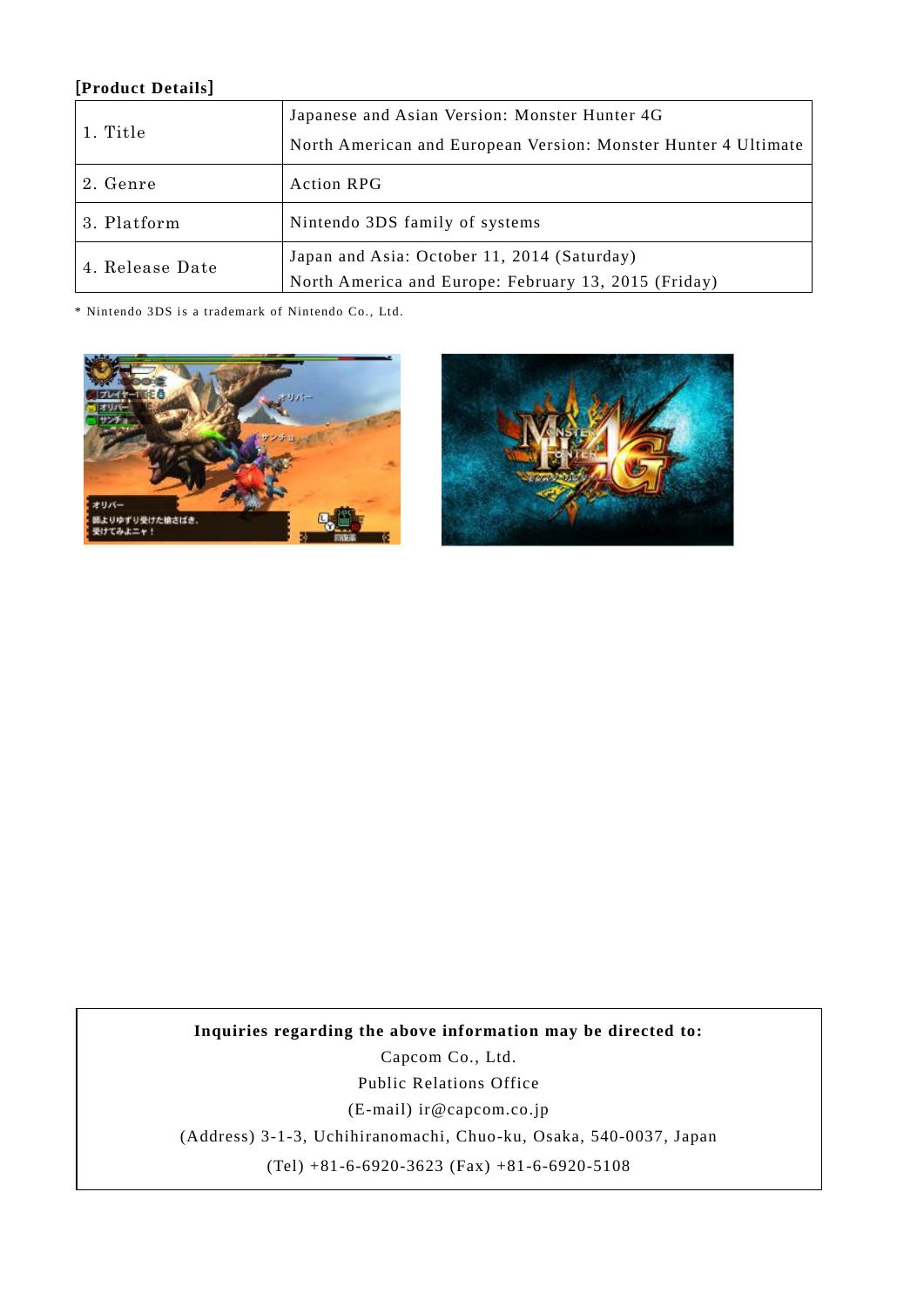**[Product Details]**

| | |
|---|---|
| 1. Title | Japanese and Asian Version: Monster Hunter 4G<br>North American and European Version: Monster Hunter 4 Ultimate |
| 2. Genre | Action RPG |
| 3. Platform | Nintendo 3DS family of systems |
| 4. Release Date | Japan and Asia: October 11, 2014 (Saturday)<br>North America and Europe: February 13, 2015 (Friday) |

* Nintendo 3DS is a trademark of Nintendo Co., Ltd.

**Inquiries regarding the above information may be directed to:**

Capcom Co., Ltd.

Public Relations Office

(E-mail) ir@capcom.co.jp

(Address) 3-1-3, Uchihiranomachi, Chuo-ku, Osaka, 540-0037, Japan

(Tel) +81-6-6920-3623 (Fax) +81-6-6920-5108